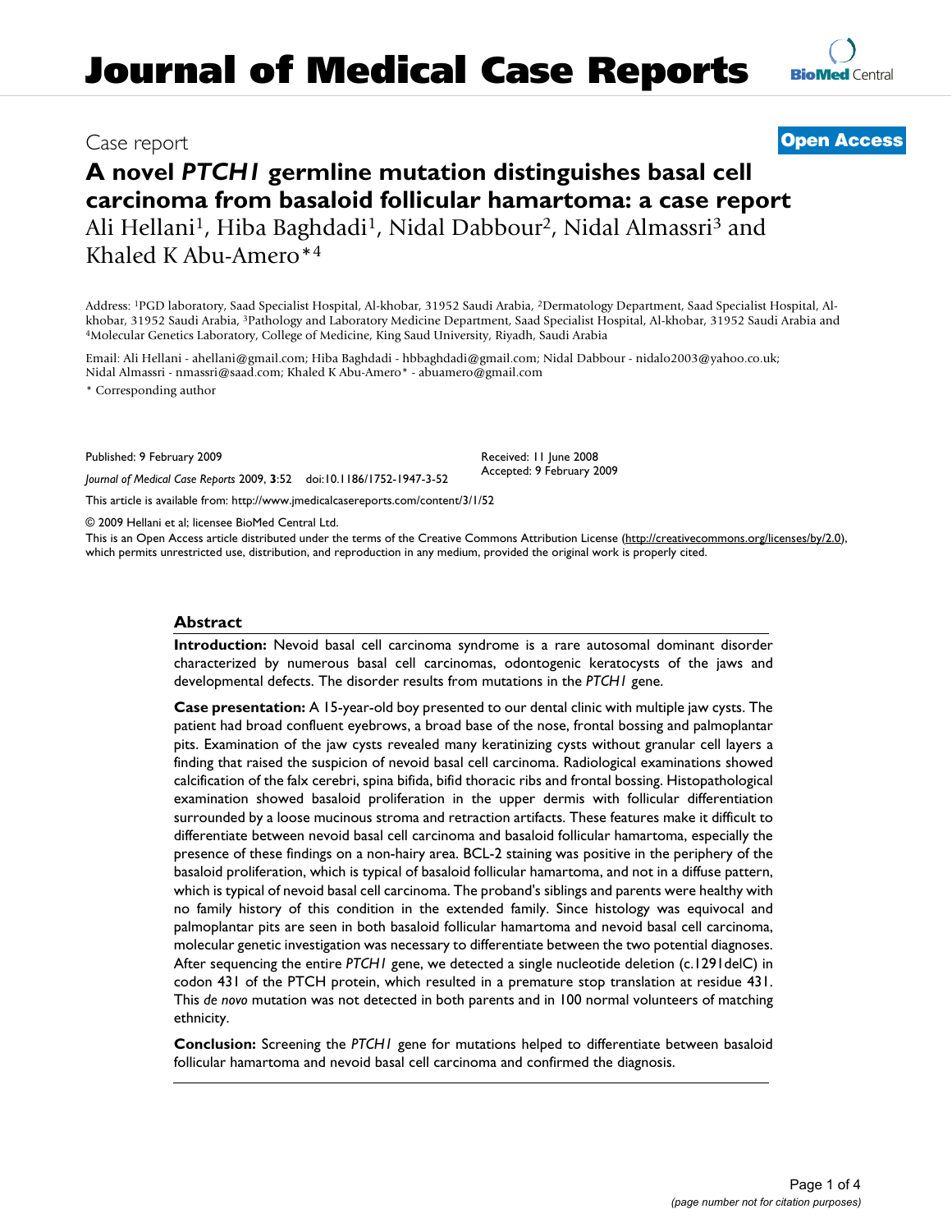# Journal of Medical Case Reports

Case report

**Open Access**

## A novel *PTCH1* germline mutation distinguishes basal cell carcinoma from basaloid follicular hamartoma: a case report

Ali Hellani[1], Hiba Baghdadi[1], Nidal Dabbour[2], Nidal Almassri[3] and Khaled K Abu-Amero*[4]

Address: [1]PGD laboratory, Saad Specialist Hospital, Al-khobar, 31952 Saudi Arabia, [2]Dermatology Department, Saad Specialist Hospital, Al-khobar, 31952 Saudi Arabia, [3]Pathology and Laboratory Medicine Department, Saad Specialist Hospital, Al-khobar, 31952 Saudi Arabia and [4]Molecular Genetics Laboratory, College of Medicine, King Saud University, Riyadh, Saudi Arabia

Email: Ali Hellani - ahellani@gmail.com; Hiba Baghdadi - hbbaghdadi@gmail.com; Nidal Dabbour - nidalo2003@yahoo.co.uk; Nidal Almassri - nmassri@saad.com; Khaled K Abu-Amero* - abuamero@gmail.com

\* Corresponding author

Published: 9 February 2009

*Journal of Medical Case Reports* 2009, **3**:52 doi:10.1186/1752-1947-3-52

Received: 11 June 2008
Accepted: 9 February 2009

This article is available from: http://www.jmedicalcasereports.com/content/3/1/52

© 2009 Hellani et al; licensee BioMed Central Ltd.

This is an Open Access article distributed under the terms of the Creative Commons Attribution License (http://creativecommons.org/licenses/by/2.0), which permits unrestricted use, distribution, and reproduction in any medium, provided the original work is properly cited.

### Abstract

**Introduction:** Nevoid basal cell carcinoma syndrome is a rare autosomal dominant disorder characterized by numerous basal cell carcinomas, odontogenic keratocysts of the jaws and developmental defects. The disorder results from mutations in the *PTCH1* gene.

**Case presentation:** A 15-year-old boy presented to our dental clinic with multiple jaw cysts. The patient had broad confluent eyebrows, a broad base of the nose, frontal bossing and palmoplantar pits. Examination of the jaw cysts revealed many keratinizing cysts without granular cell layers a finding that raised the suspicion of nevoid basal cell carcinoma. Radiological examinations showed calcification of the falx cerebri, spina bifida, bifid thoracic ribs and frontal bossing. Histopathological examination showed basaloid proliferation in the upper dermis with follicular differentiation surrounded by a loose mucinous stroma and retraction artifacts. These features make it difficult to differentiate between nevoid basal cell carcinoma and basaloid follicular hamartoma, especially the presence of these findings on a non-hairy area. BCL-2 staining was positive in the periphery of the basaloid proliferation, which is typical of basaloid follicular hamartoma, and not in a diffuse pattern, which is typical of nevoid basal cell carcinoma. The proband's siblings and parents were healthy with no family history of this condition in the extended family. Since histology was equivocal and palmoplantar pits are seen in both basaloid follicular hamartoma and nevoid basal cell carcinoma, molecular genetic investigation was necessary to differentiate between the two potential diagnoses. After sequencing the entire *PTCH1* gene, we detected a single nucleotide deletion (c.1291delC) in codon 431 of the PTCH protein, which resulted in a premature stop translation at residue 431. This *de novo* mutation was not detected in both parents and in 100 normal volunteers of matching ethnicity.

**Conclusion:** Screening the *PTCH1* gene for mutations helped to differentiate between basaloid follicular hamartoma and nevoid basal cell carcinoma and confirmed the diagnosis.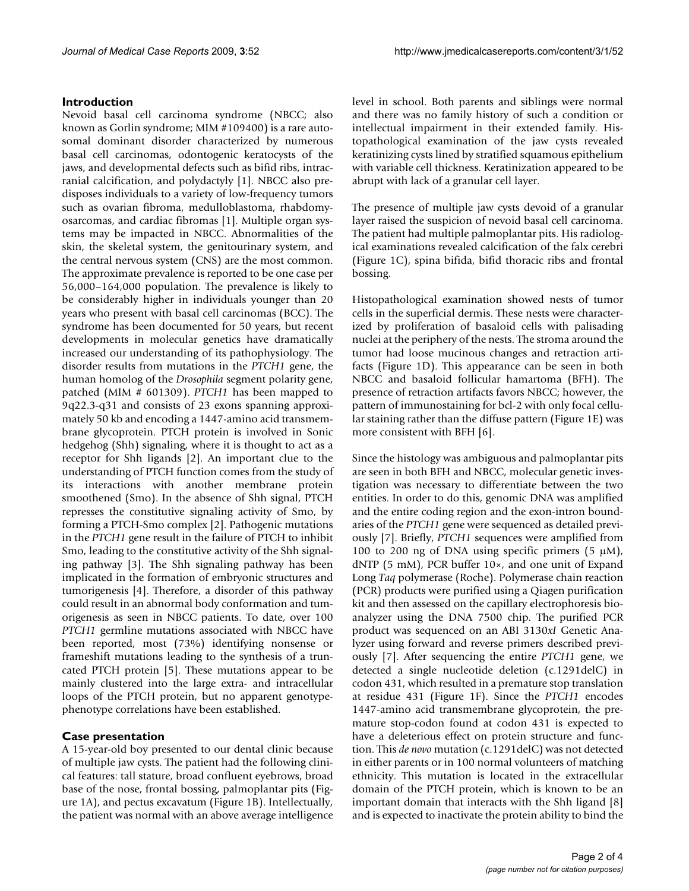## Introduction

Nevoid basal cell carcinoma syndrome (NBCC; also known as Gorlin syndrome; MIM #109400) is a rare autosomal dominant disorder characterized by numerous basal cell carcinomas, odontogenic keratocysts of the jaws, and developmental defects such as bifid ribs, intracranial calcification, and polydactyly [1]. NBCC also predisposes individuals to a variety of low-frequency tumors such as ovarian fibroma, medulloblastoma, rhabdomyosarcomas, and cardiac fibromas [1]. Multiple organ systems may be impacted in NBCC. Abnormalities of the skin, the skeletal system, the genitourinary system, and the central nervous system (CNS) are the most common. The approximate prevalence is reported to be one case per 56,000–164,000 population. The prevalence is likely to be considerably higher in individuals younger than 20 years who present with basal cell carcinomas (BCC). The syndrome has been documented for 50 years, but recent developments in molecular genetics have dramatically increased our understanding of its pathophysiology. The disorder results from mutations in the *PTCH1* gene, the human homolog of the *Drosophila* segment polarity gene, patched (MIM # 601309). *PTCH1* has been mapped to 9q22.3-q31 and consists of 23 exons spanning approximately 50 kb and encoding a 1447-amino acid transmembrane glycoprotein. PTCH protein is involved in Sonic hedgehog (Shh) signaling, where it is thought to act as a receptor for Shh ligands [2]. An important clue to the understanding of PTCH function comes from the study of its interactions with another membrane protein smoothened (Smo). In the absence of Shh signal, PTCH represses the constitutive signaling activity of Smo, by forming a PTCH-Smo complex [2]. Pathogenic mutations in the *PTCH1* gene result in the failure of PTCH to inhibit Smo, leading to the constitutive activity of the Shh signaling pathway [3]. The Shh signaling pathway has been implicated in the formation of embryonic structures and tumorigenesis [4]. Therefore, a disorder of this pathway could result in an abnormal body conformation and tumorigenesis as seen in NBCC patients. To date, over 100 *PTCH1* germline mutations associated with NBCC have been reported, most (73%) identifying nonsense or frameshift mutations leading to the synthesis of a truncated PTCH protein [5]. These mutations appear to be mainly clustered into the large extra- and intracellular loops of the PTCH protein, but no apparent genotype-phenotype correlations have been established.

## Case presentation

A 15-year-old boy presented to our dental clinic because of multiple jaw cysts. The patient had the following clinical features: tall stature, broad confluent eyebrows, broad base of the nose, frontal bossing, palmoplantar pits (Figure 1A), and pectus excavatum (Figure 1B). Intellectually, the patient was normal with an above average intelligence level in school. Both parents and siblings were normal and there was no family history of such a condition or intellectual impairment in their extended family. Histopathological examination of the jaw cysts revealed keratinizing cysts lined by stratified squamous epithelium with variable cell thickness. Keratinization appeared to be abrupt with lack of a granular cell layer.

The presence of multiple jaw cysts devoid of a granular layer raised the suspicion of nevoid basal cell carcinoma. The patient had multiple palmoplantar pits. His radiological examinations revealed calcification of the falx cerebri (Figure 1C), spina bifida, bifid thoracic ribs and frontal bossing.

Histopathological examination showed nests of tumor cells in the superficial dermis. These nests were characterized by proliferation of basaloid cells with palisading nuclei at the periphery of the nests. The stroma around the tumor had loose mucinous changes and retraction artifacts (Figure 1D). This appearance can be seen in both NBCC and basaloid follicular hamartoma (BFH). The presence of retraction artifacts favors NBCC; however, the pattern of immunostaining for bcl-2 with only focal cellular staining rather than the diffuse pattern (Figure 1E) was more consistent with BFH [6].

Since the histology was ambiguous and palmoplantar pits are seen in both BFH and NBCC, molecular genetic investigation was necessary to differentiate between the two entities. In order to do this, genomic DNA was amplified and the entire coding region and the exon-intron boundaries of the *PTCH1* gene were sequenced as detailed previously [7]. Briefly, *PTCH1* sequences were amplified from 100 to 200 ng of DNA using specific primers (5 μM), dNTP (5 mM), PCR buffer 10×, and one unit of Expand Long *Taq* polymerase (Roche). Polymerase chain reaction (PCR) products were purified using a Qiagen purification kit and then assessed on the capillary electrophoresis bioanalyzer using the DNA 7500 chip. The purified PCR product was sequenced on an ABI 3130*xl* Genetic Analyzer using forward and reverse primers described previously [7]. After sequencing the entire *PTCH1* gene, we detected a single nucleotide deletion (c.1291delC) in codon 431, which resulted in a premature stop translation at residue 431 (Figure 1F). Since the *PTCH1* encodes 1447-amino acid transmembrane glycoprotein, the premature stop-codon found at codon 431 is expected to have a deleterious effect on protein structure and function. This *de novo* mutation (c.1291delC) was not detected in either parents or in 100 normal volunteers of matching ethnicity. This mutation is located in the extracellular domain of the PTCH protein, which is known to be an important domain that interacts with the Shh ligand [8] and is expected to inactivate the protein ability to bind the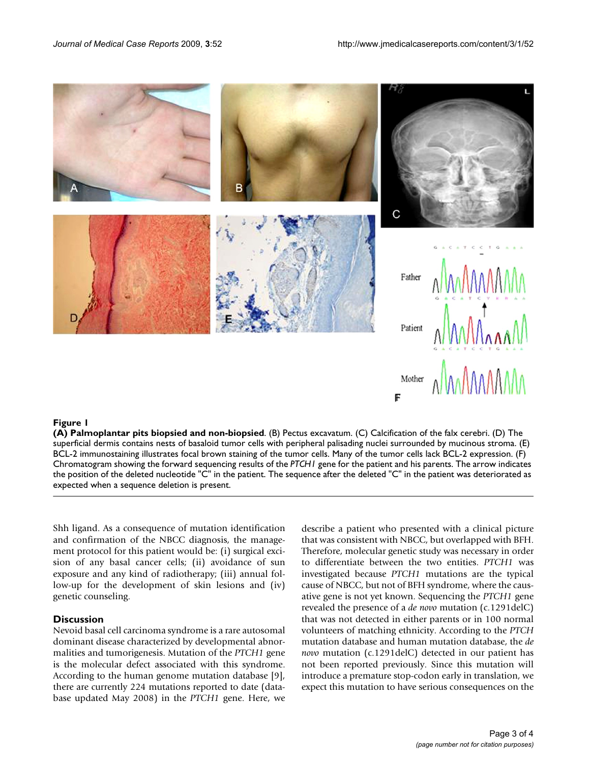**Figure 1**

**(A) Palmoplantar pits biopsied and non-biopsied**. (B) Pectus excavatum. (C) Calcification of the falx cerebri. (D) The superficial dermis contains nests of basaloid tumor cells with peripheral palisading nuclei surrounded by mucinous stroma. (E) BCL-2 immunostaining illustrates focal brown staining of the tumor cells. Many of the tumor cells lack BCL-2 expression. (F) Chromatogram showing the forward sequencing results of the *PTCH1* gene for the patient and his parents. The arrow indicates the position of the deleted nucleotide "C" in the patient. The sequence after the deleted "C" in the patient was deteriorated as expected when a sequence deletion is present.

Shh ligand. As a consequence of mutation identification and confirmation of the NBCC diagnosis, the management protocol for this patient would be: (i) surgical excision of any basal cancer cells; (ii) avoidance of sun exposure and any kind of radiotherapy; (iii) annual follow-up for the development of skin lesions and (iv) genetic counseling.

## Discussion

Nevoid basal cell carcinoma syndrome is a rare autosomal dominant disease characterized by developmental abnormalities and tumorigenesis. Mutation of the *PTCH1* gene is the molecular defect associated with this syndrome. According to the human genome mutation database [9], there are currently 224 mutations reported to date (database updated May 2008) in the *PTCH1* gene. Here, we describe a patient who presented with a clinical picture that was consistent with NBCC, but overlapped with BFH. Therefore, molecular genetic study was necessary in order to differentiate between the two entities. *PTCH1* was investigated because *PTCH1* mutations are the typical cause of NBCC, but not of BFH syndrome, where the causative gene is not yet known. Sequencing the *PTCH1* gene revealed the presence of a *de novo* mutation (c.1291delC) that was not detected in either parents or in 100 normal volunteers of matching ethnicity. According to the *PTCH* mutation database and human mutation database, the *de novo* mutation (c.1291delC) detected in our patient has not been reported previously. Since this mutation will introduce a premature stop-codon early in translation, we expect this mutation to have serious consequences on the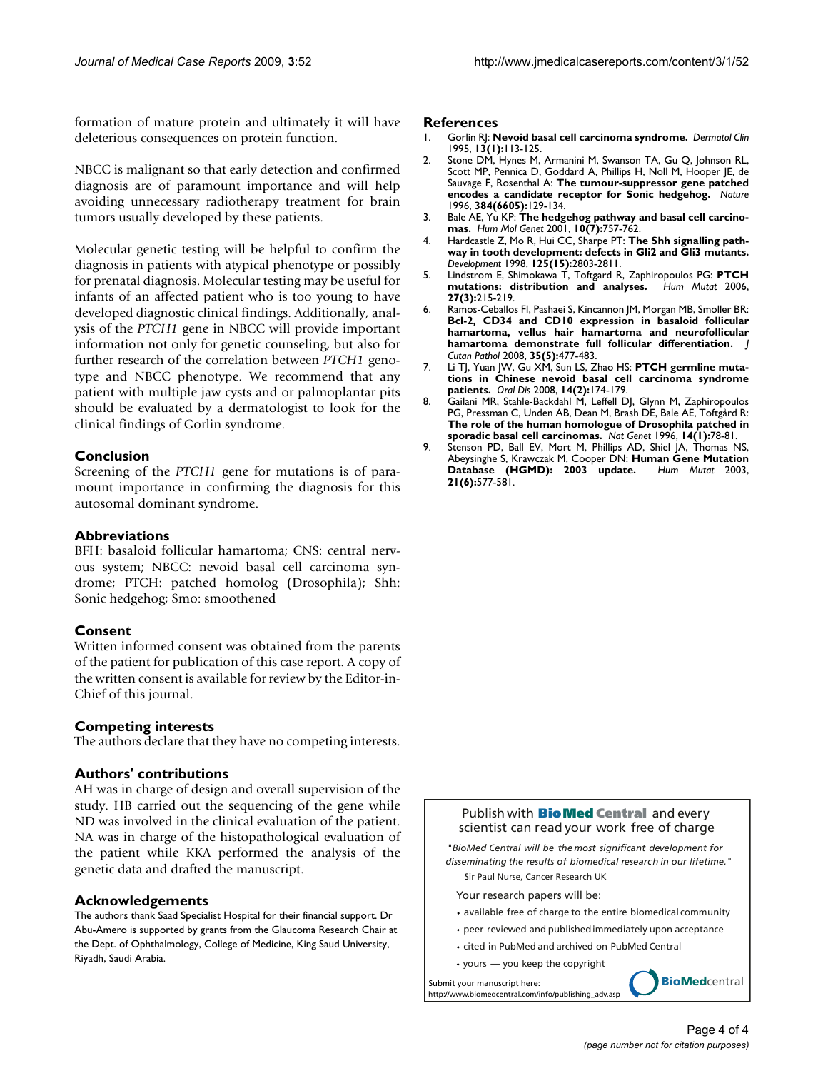formation of mature protein and ultimately it will have deleterious consequences on protein function.

NBCC is malignant so that early detection and confirmed diagnosis are of paramount importance and will help avoiding unnecessary radiotherapy treatment for brain tumors usually developed by these patients.

Molecular genetic testing will be helpful to confirm the diagnosis in patients with atypical phenotype or possibly for prenatal diagnosis. Molecular testing may be useful for infants of an affected patient who is too young to have developed diagnostic clinical findings. Additionally, analysis of the *PTCH1* gene in NBCC will provide important information not only for genetic counseling, but also for further research of the correlation between *PTCH1* genotype and NBCC phenotype. We recommend that any patient with multiple jaw cysts and or palmoplantar pits should be evaluated by a dermatologist to look for the clinical findings of Gorlin syndrome.

## Conclusion

Screening of the *PTCH1* gene for mutations is of paramount importance in confirming the diagnosis for this autosomal dominant syndrome.

## Abbreviations

BFH: basaloid follicular hamartoma; CNS: central nervous system; NBCC: nevoid basal cell carcinoma syndrome; PTCH: patched homolog (Drosophila); Shh: Sonic hedgehog; Smo: smoothened

## Consent

Written informed consent was obtained from the parents of the patient for publication of this case report. A copy of the written consent is available for review by the Editor-in-Chief of this journal.

## Competing interests

The authors declare that they have no competing interests.

## Authors' contributions

AH was in charge of design and overall supervision of the study. HB carried out the sequencing of the gene while ND was involved in the clinical evaluation of the patient. NA was in charge of the histopathological evaluation of the patient while KKA performed the analysis of the genetic data and drafted the manuscript.

## Acknowledgements

The authors thank Saad Specialist Hospital for their financial support. Dr Abu-Amero is supported by grants from the Glaucoma Research Chair at the Dept. of Ophthalmology, College of Medicine, King Saud University, Riyadh, Saudi Arabia.

## References

1. Gorlin RJ: **Nevoid basal cell carcinoma syndrome.** *Dermatol Clin* 1995, **13(1):**113-125.
2. Stone DM, Hynes M, Armanini M, Swanson TA, Gu Q, Johnson RL, Scott MP, Pennica D, Goddard A, Phillips H, Noll M, Hooper JE, de Sauvage F, Rosenthal A: **The tumour-suppressor gene patched encodes a candidate receptor for Sonic hedgehog.** *Nature* 1996, **384(6605):**129-134.
3. Bale AE, Yu KP: **The hedgehog pathway and basal cell carcinomas.** *Hum Mol Genet* 2001, **10(7):**757-762.
4. Hardcastle Z, Mo R, Hui CC, Sharpe PT: **The Shh signalling pathway in tooth development: defects in Gli2 and Gli3 mutants.** *Development* 1998, **125(15):**2803-2811.
5. Lindstrom E, Shimokawa T, Toftgard R, Zaphiropoulos PG: **PTCH mutations: distribution and analyses.** *Hum Mutat* 2006, **27(3):**215-219.
6. Ramos-Ceballos FI, Pashaei S, Kincannon JM, Morgan MB, Smoller BR: **Bcl-2, CD34 and CD10 expression in basaloid follicular hamartoma, vellus hair hamartoma and neurofollicular hamartoma demonstrate full follicular differentiation.** *J Cutan Pathol* 2008, **35(5):**477-483.
7. Li TJ, Yuan JW, Gu XM, Sun LS, Zhao HS: **PTCH germline mutations in Chinese nevoid basal cell carcinoma syndrome patients.** *Oral Dis* 2008, **14(2):**174-179.
8. Gailani MR, Stahle-Backdahl M, Leffell DJ, Glynn M, Zaphiropoulos PG, Pressman C, Unden AB, Dean M, Brash DE, Bale AE, Toftgård R: **The role of the human homologue of Drosophila patched in sporadic basal cell carcinomas.** *Nat Genet* 1996, **14(1):**78-81.
9. Stenson PD, Ball EV, Mort M, Phillips AD, Shiel JA, Thomas NS, Abeysinghe S, Krawczak M, Cooper DN: **Human Gene Mutation Database (HGMD): 2003 update.** *Hum Mutat* 2003, **21(6):**577-581.

Publish with **BioMed Central** and every scientist can read your work free of charge

*"BioMed Central will be the most significant development for disseminating the results of biomedical research in our lifetime."*
Sir Paul Nurse, Cancer Research UK

Your research papers will be:

- available free of charge to the entire biomedical community
- peer reviewed and published immediately upon acceptance
- cited in PubMed and archived on PubMed Central
- yours — you keep the copyright

Submit your manuscript here:
http://www.biomedcentral.com/info/publishing_adv.asp

**BioMed**central